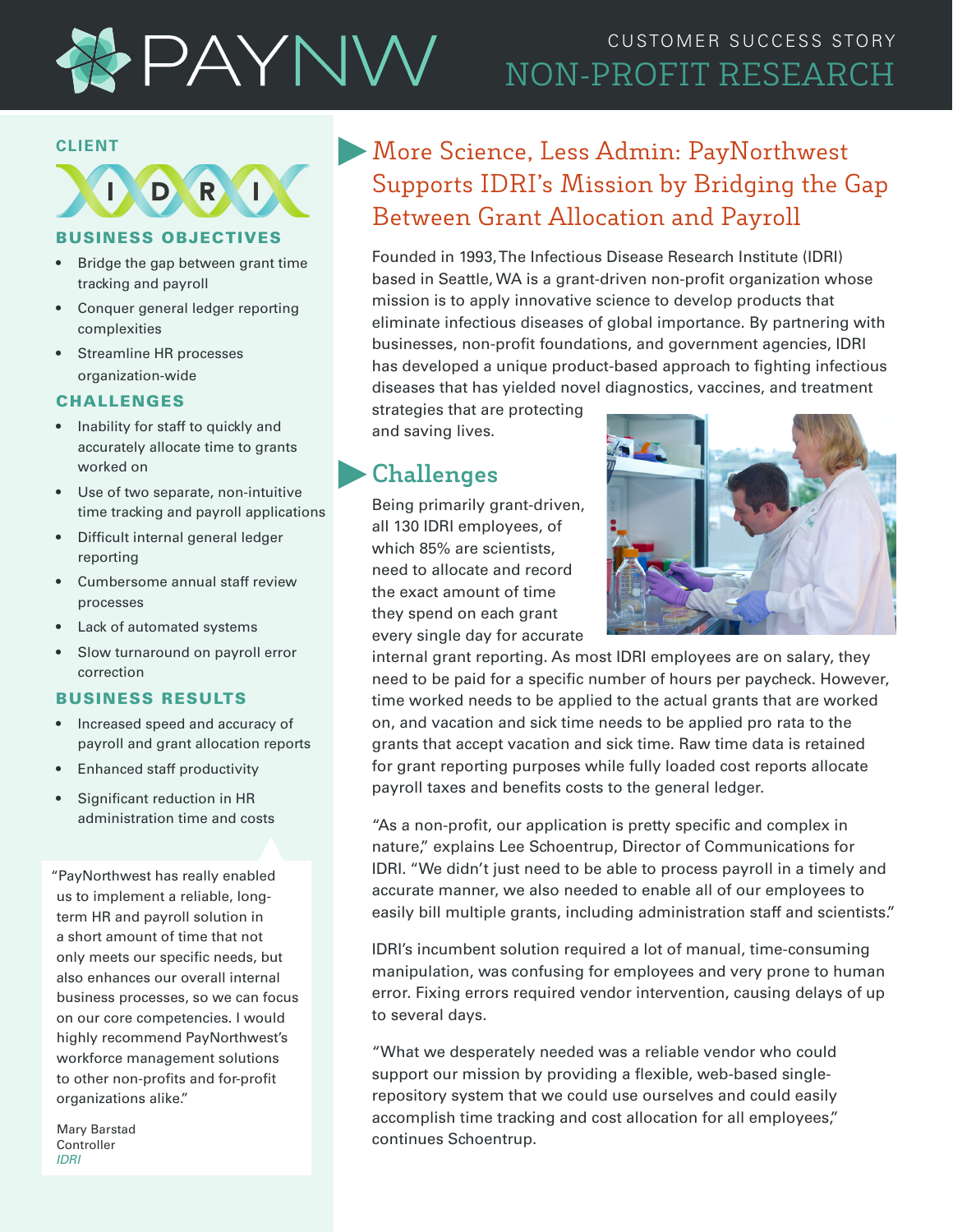# PAYNW

CUSTOMER SUCCESS STORY

NON-PROFIT RESEARCH

## More Science, Less Admin: PayNorthwest Supports IDRI's Mission by Bridging the Gap Between Grant Allocation and Payroll

Founded in 1993, The Infectious Disease Research Institute (IDRI) based in Seattle, WA is a grant-driven non-profit organization whose mission is to apply innovative science to develop products that eliminate infectious diseases of global importance. By partnering with businesses, non-profit foundations, and government agencies, IDRI has developed a unique product-based approach to fighting infectious diseases that has yielded novel diagnostics, vaccines, and treatment strategies that are protecting and saving lives.

## Challenges

Being primarily grant-driven, all 130 IDRI employees, of which 85% are scientists, need to allocate and record the exact amount of time they spend on each grant every single day for accurate internal grant reporting. As most IDRI employees are on salary, they need to be paid for a specific number of hours per paycheck. However, time worked needs to be applied to the actual grants that are worked on, and vacation and sick time needs to be applied pro rata to the grants that accept vacation and sick time. Raw time data is retained for grant reporting purposes while fully loaded cost reports allocate payroll taxes and benefits costs to the general ledger.

"As a non-profit, our application is pretty specific and complex in nature," explains Lee Schoentrup, Director of Communications for IDRI. "We didn't just need to be able to process payroll in a timely and accurate manner, we also needed to enable all of our employees to easily bill multiple grants, including administration staff and scientists."

IDRI's incumbent solution required a lot of manual, time-consuming manipulation, was confusing for employees and very prone to human error. Fixing errors required vendor intervention, causing delays of up to several days.

"What we desperately needed was a reliable vendor who could support our mission by providing a flexible, web-based single-repository system that we could use ourselves and could easily accomplish time tracking and cost allocation for all employees," continues Schoentrup.

### CLIENT

IDRI

### BUSINESS OBJECTIVES

- Bridge the gap between grant time tracking and payroll
- Conquer general ledger reporting complexities
- Streamline HR processes organization-wide

### CHALLENGES

- Inability for staff to quickly and accurately allocate time to grants worked on
- Use of two separate, non-intuitive time tracking and payroll applications
- Difficult internal general ledger reporting
- Cumbersome annual staff review processes
- Lack of automated systems
- Slow turnaround on payroll error correction

### BUSINESS RESULTS

- Increased speed and accuracy of payroll and grant allocation reports
- Enhanced staff productivity
- Significant reduction in HR administration time and costs

"PayNorthwest has really enabled us to implement a reliable, long-term HR and payroll solution in a short amount of time that not only meets our specific needs, but also enhances our overall internal business processes, so we can focus on our core competencies. I would highly recommend PayNorthwest's workforce management solutions to other non-profits and for-profit organizations alike."

Mary Barstad
Controller
*IDRI*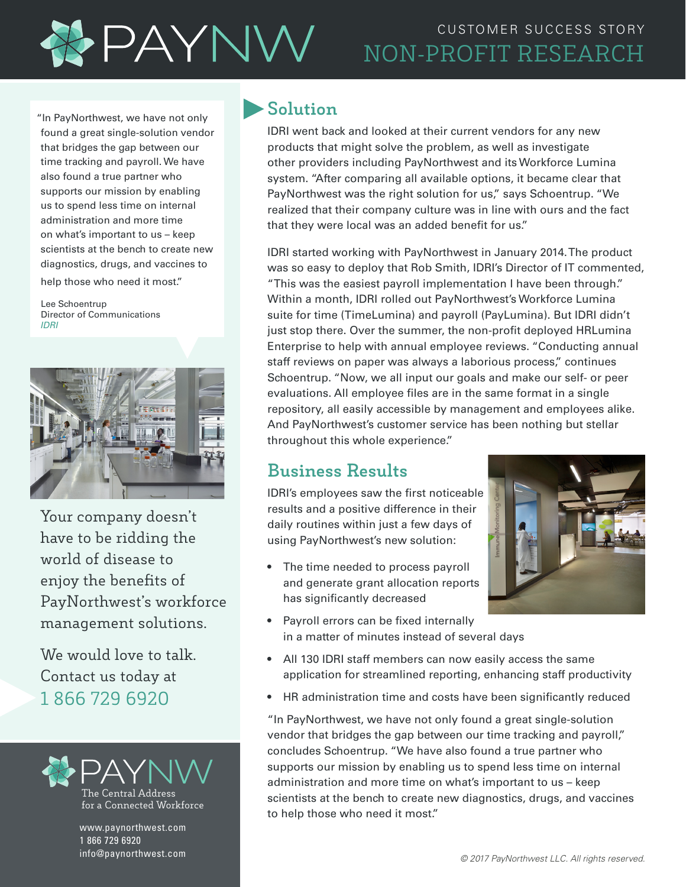# PAYNW

CUSTOMER SUCCESS STORY

# NON-PROFIT RESEARCH

"In PayNorthwest, we have not only found a great single-solution vendor that bridges the gap between our time tracking and payroll. We have also found a true partner who supports our mission by enabling us to spend less time on internal administration and more time on what's important to us – keep scientists at the bench to create new diagnostics, drugs, and vaccines to help those who need it most."

Lee Schoentrup
Director of Communications
*IDRI*

Your company doesn't have to be ridding the world of disease to enjoy the benefits of PayNorthwest's workforce management solutions.

We would love to talk. Contact us today at
1 866 729 6920

## Solution

IDRI went back and looked at their current vendors for any new products that might solve the problem, as well as investigate other providers including PayNorthwest and its Workforce Lumina system. "After comparing all available options, it became clear that PayNorthwest was the right solution for us," says Schoentrup. "We realized that their company culture was in line with ours and the fact that they were local was an added benefit for us."

IDRI started working with PayNorthwest in January 2014. The product was so easy to deploy that Rob Smith, IDRI's Director of IT commented, "This was the easiest payroll implementation I have been through." Within a month, IDRI rolled out PayNorthwest's Workforce Lumina suite for time (TimeLumina) and payroll (PayLumina). But IDRI didn't just stop there. Over the summer, the non-profit deployed HRLumina Enterprise to help with annual employee reviews. "Conducting annual staff reviews on paper was always a laborious process," continues Schoentrup. "Now, we all input our goals and make our self- or peer evaluations. All employee files are in the same format in a single repository, all easily accessible by management and employees alike. And PayNorthwest's customer service has been nothing but stellar throughout this whole experience."

## Business Results

IDRI's employees saw the first noticeable results and a positive difference in their daily routines within just a few days of using PayNorthwest's new solution:

- The time needed to process payroll and generate grant allocation reports has significantly decreased
- Payroll errors can be fixed internally in a matter of minutes instead of several days
- All 130 IDRI staff members can now easily access the same application for streamlined reporting, enhancing staff productivity
- HR administration time and costs have been significantly reduced

"In PayNorthwest, we have not only found a great single-solution vendor that bridges the gap between our time tracking and payroll," concludes Schoentrup. "We have also found a true partner who supports our mission by enabling us to spend less time on internal administration and more time on what's important to us – keep scientists at the bench to create new diagnostics, drugs, and vaccines to help those who need it most."

PAYNW
The Central Address for a Connected Workforce

www.paynorthwest.com
1 866 729 6920
info@paynorthwest.com

*© 2017 PayNorthwest LLC. All rights reserved.*